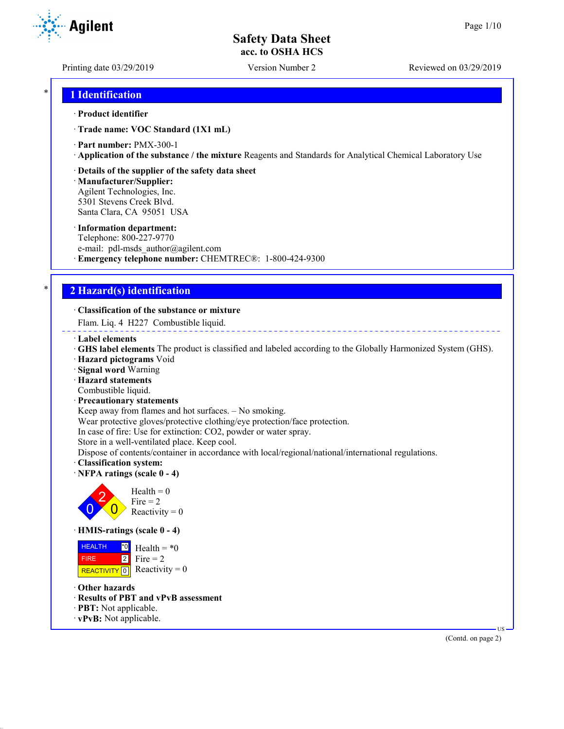# Safety Data Sheet

**acc. to OSHA HCS**

Printing date 03/29/2019 | Version Number 2 | Reviewed on 03/29/2019

## 1 Identification

· **Product identifier**

· **Trade name: VOC Standard (1X1 mL)**

· **Part number:** PMX-300-1

· **Application of the substance / the mixture** Reagents and Standards for Analytical Chemical Laboratory Use

· **Details of the supplier of the safety data sheet**

· **Manufacturer/Supplier:**
Agilent Technologies, Inc.
5301 Stevens Creek Blvd.
Santa Clara, CA 95051 USA

· **Information department:**
Telephone: 800-227-9770
e-mail: pdl-msds_author@agilent.com

· **Emergency telephone number:** CHEMTREC®: 1-800-424-9300

## 2 Hazard(s) identification

· **Classification of the substance or mixture**

Flam. Liq. 4 H227 Combustible liquid.

· **Label elements**

· **GHS label elements** The product is classified and labeled according to the Globally Harmonized System (GHS).

· **Hazard pictograms** Void

· **Signal word** Warning

· **Hazard statements**
Combustible liquid.

· **Precautionary statements**
Keep away from flames and hot surfaces. – No smoking.
Wear protective gloves/protective clothing/eye protection/face protection.
In case of fire: Use for extinction: $CO_2$, powder or water spray.
Store in a well-ventilated place. Keep cool.
Dispose of contents/container in accordance with local/regional/national/international regulations.

· **Classification system:**

· **NFPA ratings (scale 0 - 4)**

Health = 0
Fire = 2
Reactivity = 0

· **HMIS-ratings (scale 0 - 4)**

| | | |
|---|---|---|
| HEALTH | *0 | Health = *0 |
| FIRE | 2 | Fire = 2 |
| REACTIVITY | 0 | Reactivity = 0 |

· **Other hazards**

· **Results of PBT and vPvB assessment**

· **PBT:** Not applicable.

· **vPvB:** Not applicable.

(Contd. on page 2)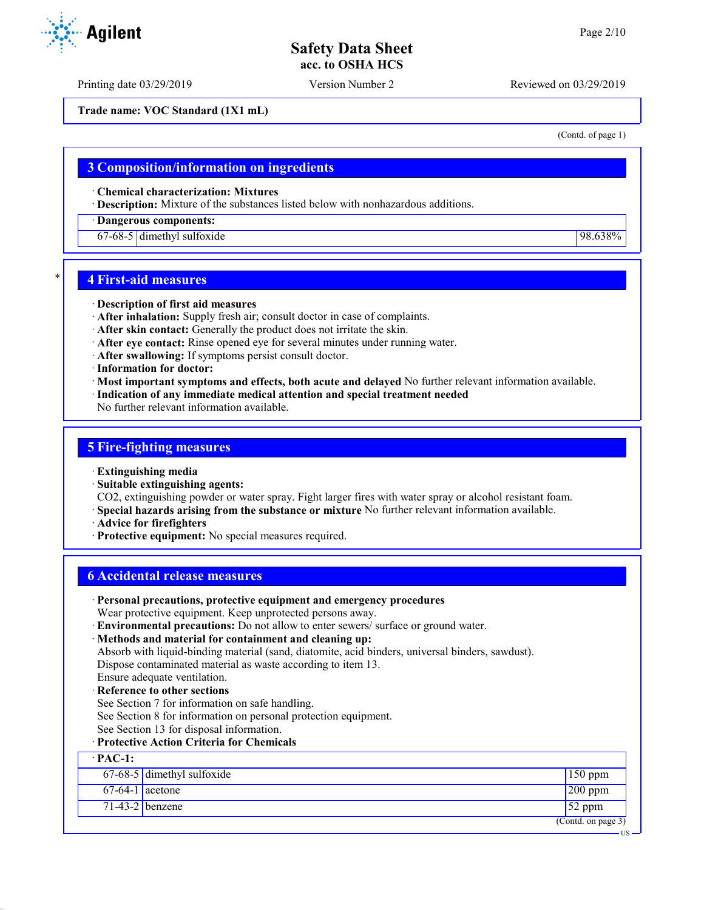Trade name: VOC Standard (1X1 mL)

(Contd. of page 1)

## 3 Composition/information on ingredients

· **Chemical characterization: Mixtures**
· **Description:** Mixture of the substances listed below with nonhazardous additions.

| · **Dangerous components:** | | |
|---|---|---|
| 67-68-5 | dimethyl sulfoxide | 98.638% |

## * 4 First-aid measures

· **Description of first aid measures**
· **After inhalation:** Supply fresh air; consult doctor in case of complaints.
· **After skin contact:** Generally the product does not irritate the skin.
· **After eye contact:** Rinse opened eye for several minutes under running water.
· **After swallowing:** If symptoms persist consult doctor.
· **Information for doctor:**
· **Most important symptoms and effects, both acute and delayed** No further relevant information available.
· **Indication of any immediate medical attention and special treatment needed**
No further relevant information available.

## 5 Fire-fighting measures

· **Extinguishing media**
· **Suitable extinguishing agents:**
$CO_2$, extinguishing powder or water spray. Fight larger fires with water spray or alcohol resistant foam.
· **Special hazards arising from the substance or mixture** No further relevant information available.
· **Advice for firefighters**
· **Protective equipment:** No special measures required.

## 6 Accidental release measures

· **Personal precautions, protective equipment and emergency procedures**
Wear protective equipment. Keep unprotected persons away.
· **Environmental precautions:** Do not allow to enter sewers/ surface or ground water.
· **Methods and material for containment and cleaning up:**
Absorb with liquid-binding material (sand, diatomite, acid binders, universal binders, sawdust).
Dispose contaminated material as waste according to item 13.
Ensure adequate ventilation.
· **Reference to other sections**
See Section 7 for information on safe handling.
See Section 8 for information on personal protection equipment.
See Section 13 for disposal information.
· **Protective Action Criteria for Chemicals**

| · **PAC-1:** | | |
|---|---|---|
| 67-68-5 | dimethyl sulfoxide | 150 ppm |
| 67-64-1 | acetone | 200 ppm |
| 71-43-2 | benzene | 52 ppm |

(Contd. on page 3)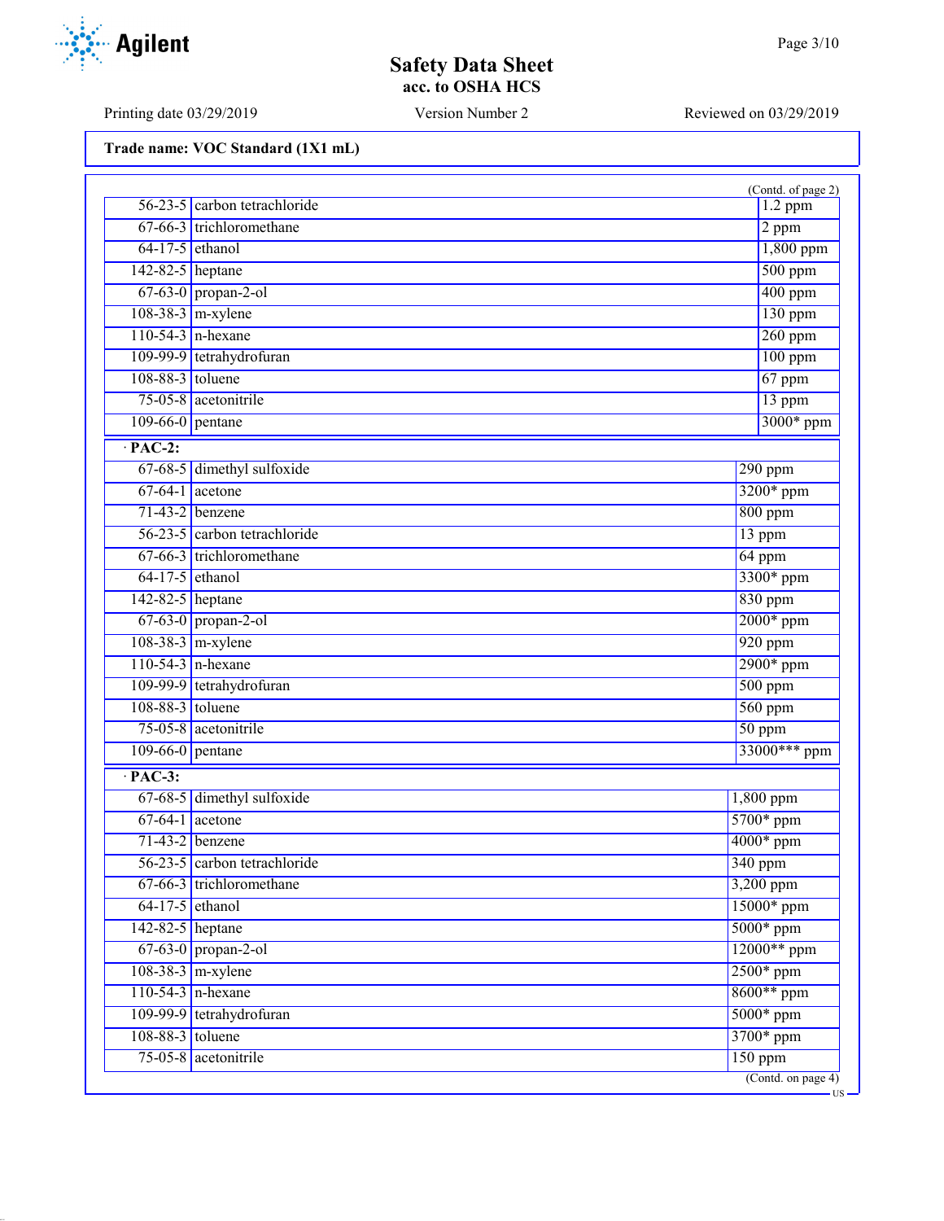Trade name: VOC Standard (1X1 mL)

(Contd. of page 2)

| | | |
|---|---|---|
| 56-23-5 | carbon tetrachloride | 1.2 ppm |
| 67-66-3 | trichloromethane | 2 ppm |
| 64-17-5 | ethanol | 1,800 ppm |
| 142-82-5 | heptane | 500 ppm |
| 67-63-0 | propan-2-ol | 400 ppm |
| 108-38-3 | m-xylene | 130 ppm |
| 110-54-3 | n-hexane | 260 ppm |
| 109-99-9 | tetrahydrofuran | 100 ppm |
| 108-88-3 | toluene | 67 ppm |
| 75-05-8 | acetonitrile | 13 ppm |
| 109-66-0 | pentane | 3000* ppm |

· **PAC-2:**

| | | |
|---|---|---|
| 67-68-5 | dimethyl sulfoxide | 290 ppm |
| 67-64-1 | acetone | 3200* ppm |
| 71-43-2 | benzene | 800 ppm |
| 56-23-5 | carbon tetrachloride | 13 ppm |
| 67-66-3 | trichloromethane | 64 ppm |
| 64-17-5 | ethanol | 3300* ppm |
| 142-82-5 | heptane | 830 ppm |
| 67-63-0 | propan-2-ol | 2000* ppm |
| 108-38-3 | m-xylene | 920 ppm |
| 110-54-3 | n-hexane | 2900* ppm |
| 109-99-9 | tetrahydrofuran | 500 ppm |
| 108-88-3 | toluene | 560 ppm |
| 75-05-8 | acetonitrile | 50 ppm |
| 109-66-0 | pentane | 33000*** ppm |

· **PAC-3:**

| | | |
|---|---|---|
| 67-68-5 | dimethyl sulfoxide | 1,800 ppm |
| 67-64-1 | acetone | 5700* ppm |
| 71-43-2 | benzene | 4000* ppm |
| 56-23-5 | carbon tetrachloride | 340 ppm |
| 67-66-3 | trichloromethane | 3,200 ppm |
| 64-17-5 | ethanol | 15000* ppm |
| 142-82-5 | heptane | 5000* ppm |
| 67-63-0 | propan-2-ol | 12000** ppm |
| 108-38-3 | m-xylene | 2500* ppm |
| 110-54-3 | n-hexane | 8600** ppm |
| 109-99-9 | tetrahydrofuran | 5000* ppm |
| 108-88-3 | toluene | 3700* ppm |
| 75-05-8 | acetonitrile | 150 ppm |

(Contd. on page 4)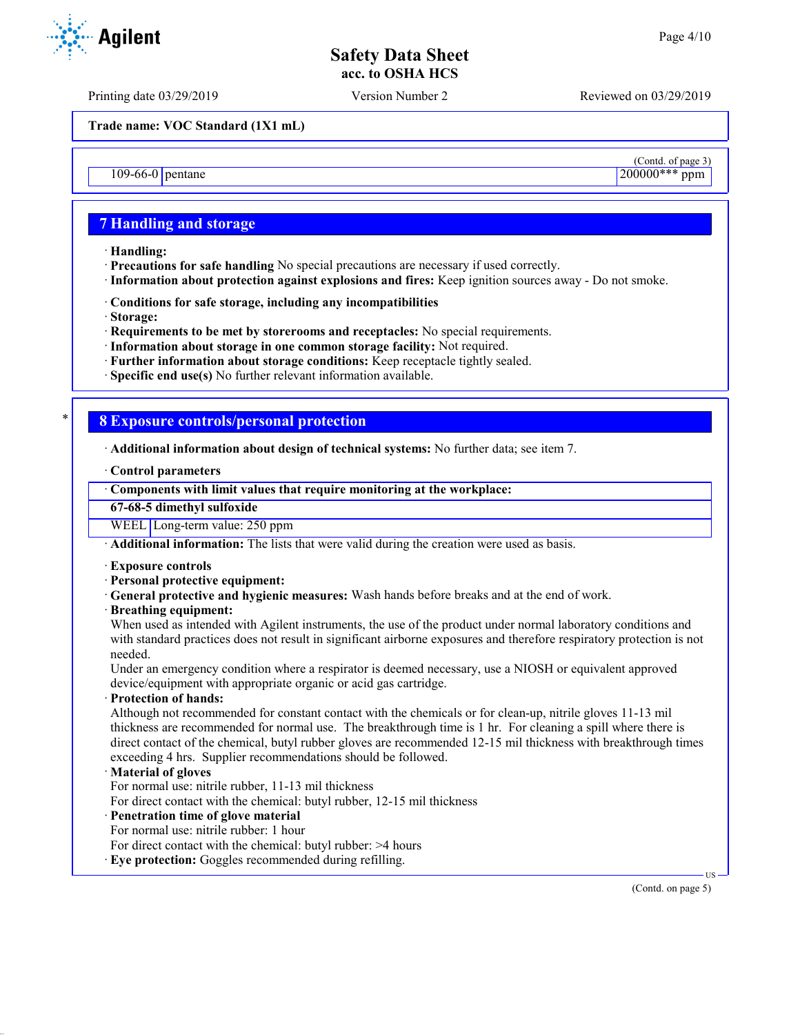| 109-66-0 | pentane | 200000*** ppm |
|---|---|---|

## 7 Handling and storage

· **Handling:**
· **Precautions for safe handling** No special precautions are necessary if used correctly.
· **Information about protection against explosions and fires:** Keep ignition sources away - Do not smoke.

· **Conditions for safe storage, including any incompatibilities**
· **Storage:**
· **Requirements to be met by storerooms and receptacles:** No special requirements.
· **Information about storage in one common storage facility:** Not required.
· **Further information about storage conditions:** Keep receptacle tightly sealed.
· **Specific end use(s)** No further relevant information available.

## 8 Exposure controls/personal protection

· **Additional information about design of technical systems:** No further data; see item 7.

· **Control parameters**

| · **Components with limit values that require monitoring at the workplace:** | |
|---|---|
| **67-68-5 dimethyl sulfoxide** | |
| WEEL | Long-term value: 250 ppm |

· **Additional information:** The lists that were valid during the creation were used as basis.

· **Exposure controls**
· **Personal protective equipment:**
· **General protective and hygienic measures:** Wash hands before breaks and at the end of work.
· **Breathing equipment:**
When used as intended with Agilent instruments, the use of the product under normal laboratory conditions and with standard practices does not result in significant airborne exposures and therefore respiratory protection is not needed.
Under an emergency condition where a respirator is deemed necessary, use a NIOSH or equivalent approved device/equipment with appropriate organic or acid gas cartridge.
· **Protection of hands:**
Although not recommended for constant contact with the chemicals or for clean-up, nitrile gloves 11-13 mil thickness are recommended for normal use. The breakthrough time is 1 hr. For cleaning a spill where there is direct contact of the chemical, butyl rubber gloves are recommended 12-15 mil thickness with breakthrough times exceeding 4 hrs. Supplier recommendations should be followed.
· **Material of gloves**
For normal use: nitrile rubber, 11-13 mil thickness
For direct contact with the chemical: butyl rubber, 12-15 mil thickness
· **Penetration time of glove material**
For normal use: nitrile rubber: 1 hour
For direct contact with the chemical: butyl rubber: >4 hours
· **Eye protection:** Goggles recommended during refilling.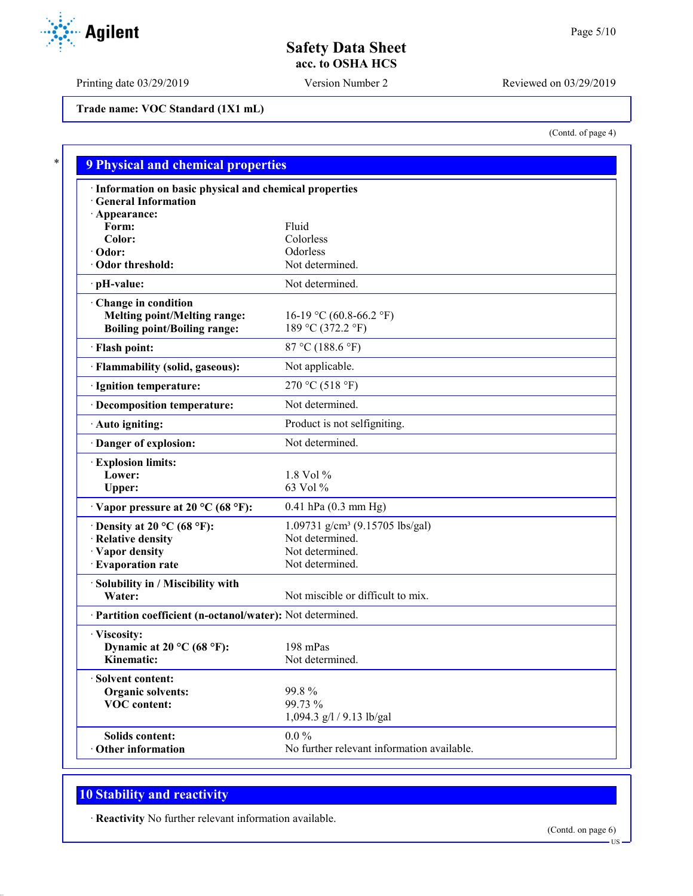**Trade name: VOC Standard (1X1 mL)**

(Contd. of page 4)

## 9 Physical and chemical properties

| · Information on basic physical and chemical properties | |
|---|---|
| · General Information | |
| · Appearance: | |
| Form: | Fluid |
| Color: | Colorless |
| · Odor: | Odorless |
| · Odor threshold: | Not determined. |
| · pH-value: | Not determined. |
| · Change in condition | |
| Melting point/Melting range: | 16-19 °C (60.8-66.2 °F) |
| Boiling point/Boiling range: | 189 °C (372.2 °F) |
| · Flash point: | 87 °C (188.6 °F) |
| · Flammability (solid, gaseous): | Not applicable. |
| · Ignition temperature: | 270 °C (518 °F) |
| · Decomposition temperature: | Not determined. |
| · Auto igniting: | Product is not selfigniting. |
| · Danger of explosion: | Not determined. |
| · Explosion limits: | |
| Lower: | 1.8 Vol % |
| Upper: | 63 Vol % |
| · Vapor pressure at 20 °C (68 °F): | 0.41 hPa (0.3 mm Hg) |
| · Density at 20 °C (68 °F): | 1.09731 g/cm³ (9.15705 lbs/gal) |
| · Relative density | Not determined. |
| · Vapor density | Not determined. |
| · Evaporation rate | Not determined. |
| · Solubility in / Miscibility with | |
| Water: | Not miscible or difficult to mix. |
| · Partition coefficient (n-octanol/water): | Not determined. |
| · Viscosity: | |
| Dynamic at 20 °C (68 °F): | 198 mPas |
| Kinematic: | Not determined. |
| · Solvent content: | |
| Organic solvents: | 99.8 % |
| VOC content: | 99.73 % |
| | 1,094.3 g/l / 9.13 lb/gal |
| Solids content: | 0.0 % |
| · Other information | No further relevant information available. |

## 10 Stability and reactivity

· **Reactivity** No further relevant information available.

(Contd. on page 6)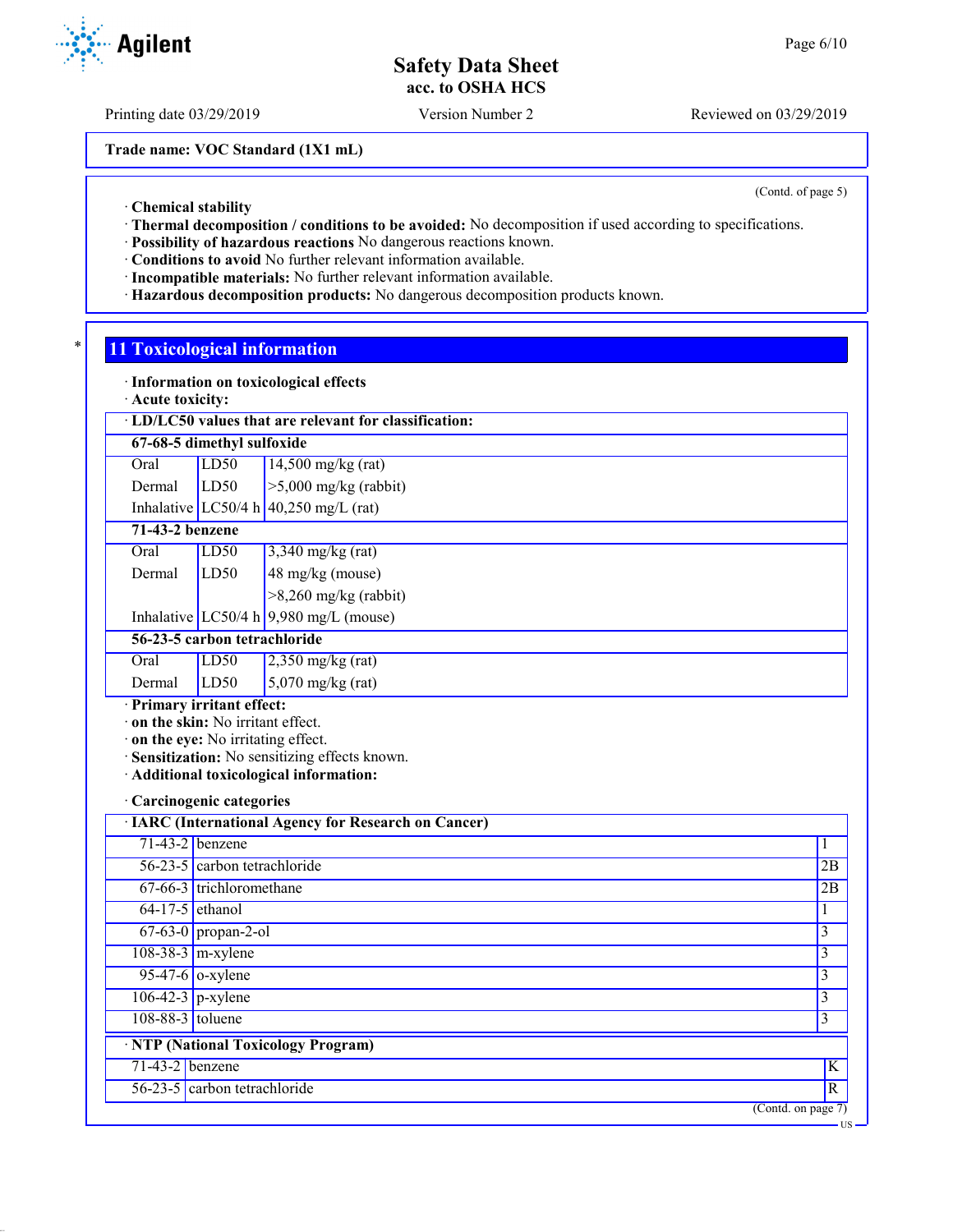Trade name: VOC Standard (1X1 mL)

(Contd. of page 5)

· **Chemical stability**
· **Thermal decomposition / conditions to be avoided:** No decomposition if used according to specifications.
· **Possibility of hazardous reactions** No dangerous reactions known.
· **Conditions to avoid** No further relevant information available.
· **Incompatible materials:** No further relevant information available.
· **Hazardous decomposition products:** No dangerous decomposition products known.

## 11 Toxicological information

· **Information on toxicological effects**
· **Acute toxicity:**

| · LD/LC50 values that are relevant for classification: | | |
|---|---|---|
| **67-68-5 dimethyl sulfoxide** | | |
| Oral | LD50 | 14,500 mg/kg (rat) |
| Dermal | LD50 | >5,000 mg/kg (rabbit) |
| Inhalative | LC50/4 h | 40,250 mg/L (rat) |
| **71-43-2 benzene** | | |
| Oral | LD50 | 3,340 mg/kg (rat) |
| Dermal | LD50 | 48 mg/kg (mouse) |
| | | >8,260 mg/kg (rabbit) |
| Inhalative | LC50/4 h | 9,980 mg/L (mouse) |
| **56-23-5 carbon tetrachloride** | | |
| Oral | LD50 | 2,350 mg/kg (rat) |
| Dermal | LD50 | 5,070 mg/kg (rat) |

· **Primary irritant effect:**
· **on the skin:** No irritant effect.
· **on the eye:** No irritating effect.
· **Sensitization:** No sensitizing effects known.
· **Additional toxicological information:**

· **Carcinogenic categories**

| · IARC (International Agency for Research on Cancer) | | |
|---|---|---|
| 71-43-2 | benzene | 1 |
| 56-23-5 | carbon tetrachloride | 2B |
| 67-66-3 | trichloromethane | 2B |
| 64-17-5 | ethanol | 1 |
| 67-63-0 | propan-2-ol | 3 |
| 108-38-3 | m-xylene | 3 |
| 95-47-6 | o-xylene | 3 |
| 106-42-3 | p-xylene | 3 |
| 108-88-3 | toluene | 3 |

| · NTP (National Toxicology Program) | | |
|---|---|---|
| 71-43-2 | benzene | K |
| 56-23-5 | carbon tetrachloride | R |

(Contd. on page 7)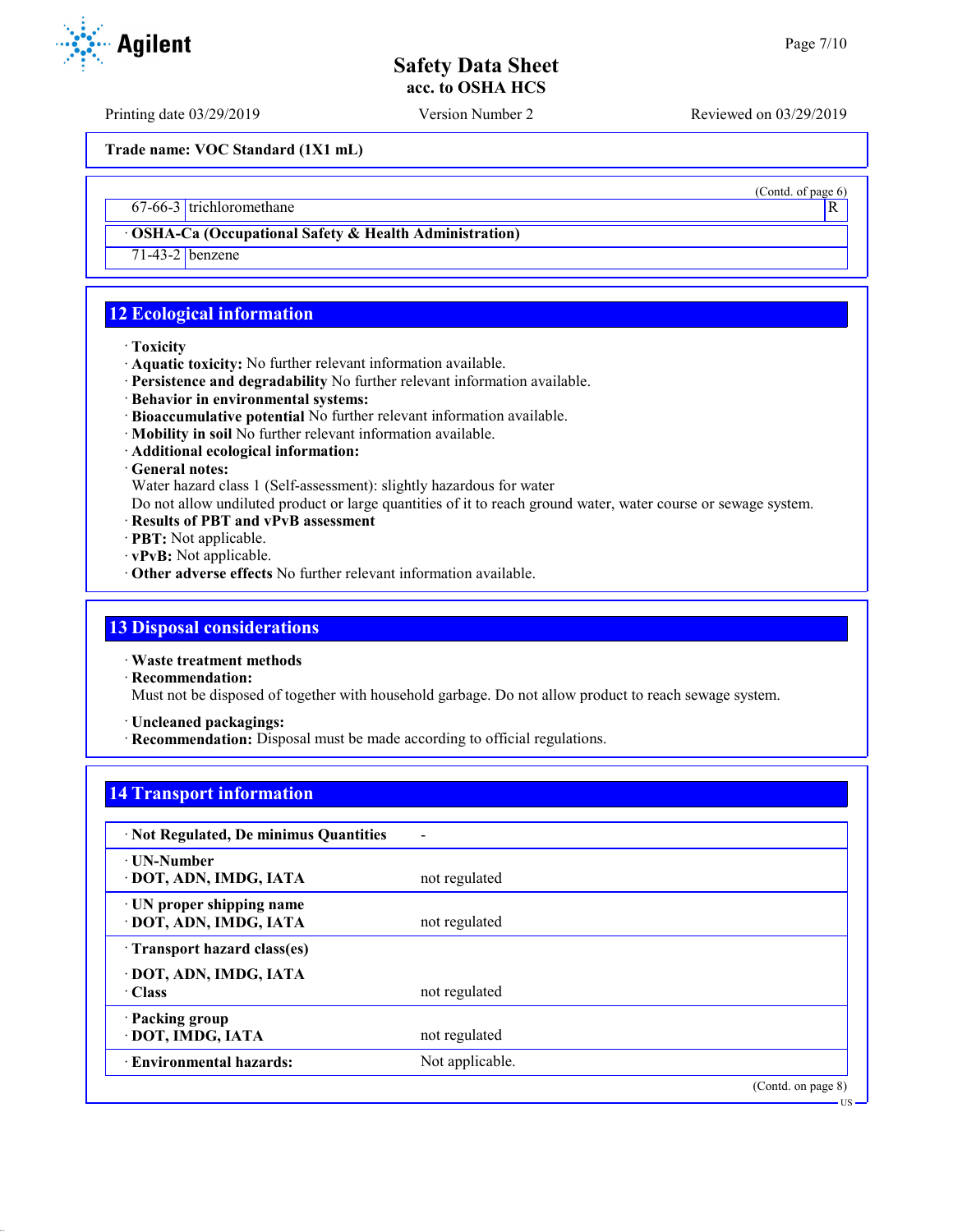(Contd. of page 6)

| | | |
|---|---|---|
| 67-66-3 | trichloromethane | R |

**· OSHA-Ca (Occupational Safety & Health Administration)**

| | |
|---|---|
| 71-43-2 | benzene |

## 12 Ecological information

· **Toxicity**
· **Aquatic toxicity:** No further relevant information available.
· **Persistence and degradability** No further relevant information available.
· **Behavior in environmental systems:**
· **Bioaccumulative potential** No further relevant information available.
· **Mobility in soil** No further relevant information available.
· **Additional ecological information:**
· **General notes:**
Water hazard class 1 (Self-assessment): slightly hazardous for water
Do not allow undiluted product or large quantities of it to reach ground water, water course or sewage system.
· **Results of PBT and vPvB assessment**
· **PBT:** Not applicable.
· **vPvB:** Not applicable.
· **Other adverse effects** No further relevant information available.

## 13 Disposal considerations

· **Waste treatment methods**
· **Recommendation:**
Must not be disposed of together with household garbage. Do not allow product to reach sewage system.

· **Uncleaned packagings:**
· **Recommendation:** Disposal must be made according to official regulations.

## 14 Transport information

| | |
|---|---|
| · **Not Regulated, De minimus Quantities** | - |
| · **UN-Number**<br>· **DOT, ADN, IMDG, IATA** | not regulated |
| · **UN proper shipping name**<br>· **DOT, ADN, IMDG, IATA** | not regulated |
| · **Transport hazard class(es)**<br>· **DOT, ADN, IMDG, IATA**<br>· **Class** | not regulated |
| · **Packing group**<br>· **DOT, IMDG, IATA** | not regulated |
| · **Environmental hazards:** | Not applicable. |

(Contd. on page 8)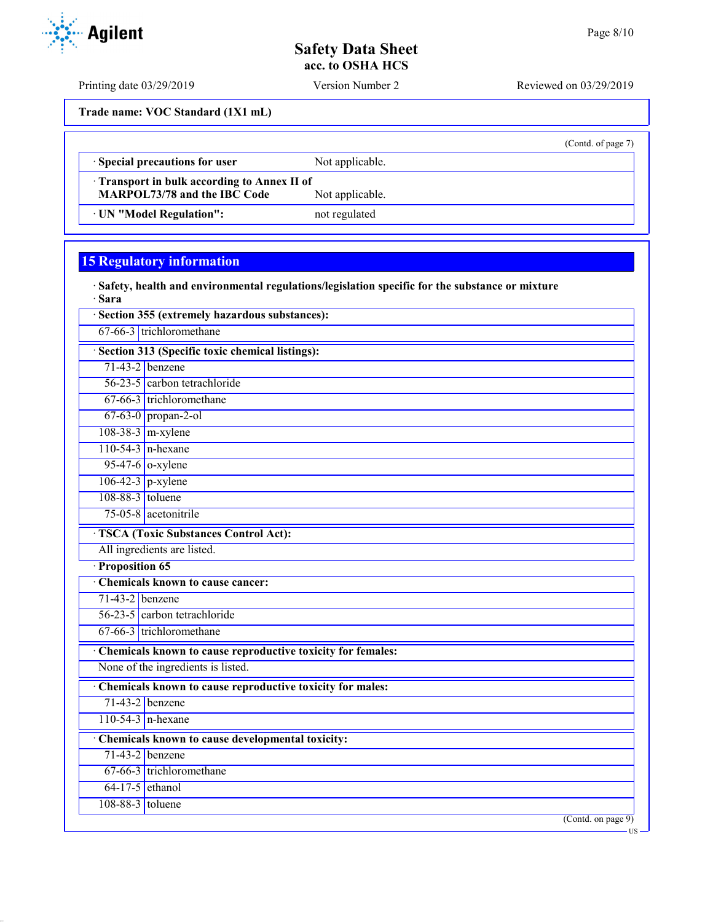Trade name: VOC Standard (1X1 mL)

(Contd. of page 7)

| | |
|---|---|
| · **Special precautions for user** | Not applicable. |
| · **Transport in bulk according to Annex II of MARPOL73/78 and the IBC Code** | Not applicable. |
| · **UN "Model Regulation":** | not regulated |

## 15 Regulatory information

· **Safety, health and environmental regulations/legislation specific for the substance or mixture**
· **Sara**

| · **Section 355 (extremely hazardous substances):** | |
|---|---|
| 67-66-3 | trichloromethane |

| · **Section 313 (Specific toxic chemical listings):** | |
|---|---|
| 71-43-2 | benzene |
| 56-23-5 | carbon tetrachloride |
| 67-66-3 | trichloromethane |
| 67-63-0 | propan-2-ol |
| 108-38-3 | m-xylene |
| 110-54-3 | n-hexane |
| 95-47-6 | o-xylene |
| 106-42-3 | p-xylene |
| 108-88-3 | toluene |
| 75-05-8 | acetonitrile |

| · **TSCA (Toxic Substances Control Act):** |
|---|
| All ingredients are listed. |

· **Proposition 65**

| · **Chemicals known to cause cancer:** | |
|---|---|
| 71-43-2 | benzene |
| 56-23-5 | carbon tetrachloride |
| 67-66-3 | trichloromethane |

| · **Chemicals known to cause reproductive toxicity for females:** |
|---|
| None of the ingredients is listed. |

| · **Chemicals known to cause reproductive toxicity for males:** | |
|---|---|
| 71-43-2 | benzene |
| 110-54-3 | n-hexane |

| · **Chemicals known to cause developmental toxicity:** | |
|---|---|
| 71-43-2 | benzene |
| 67-66-3 | trichloromethane |
| 64-17-5 | ethanol |
| 108-88-3 | toluene |

(Contd. on page 9)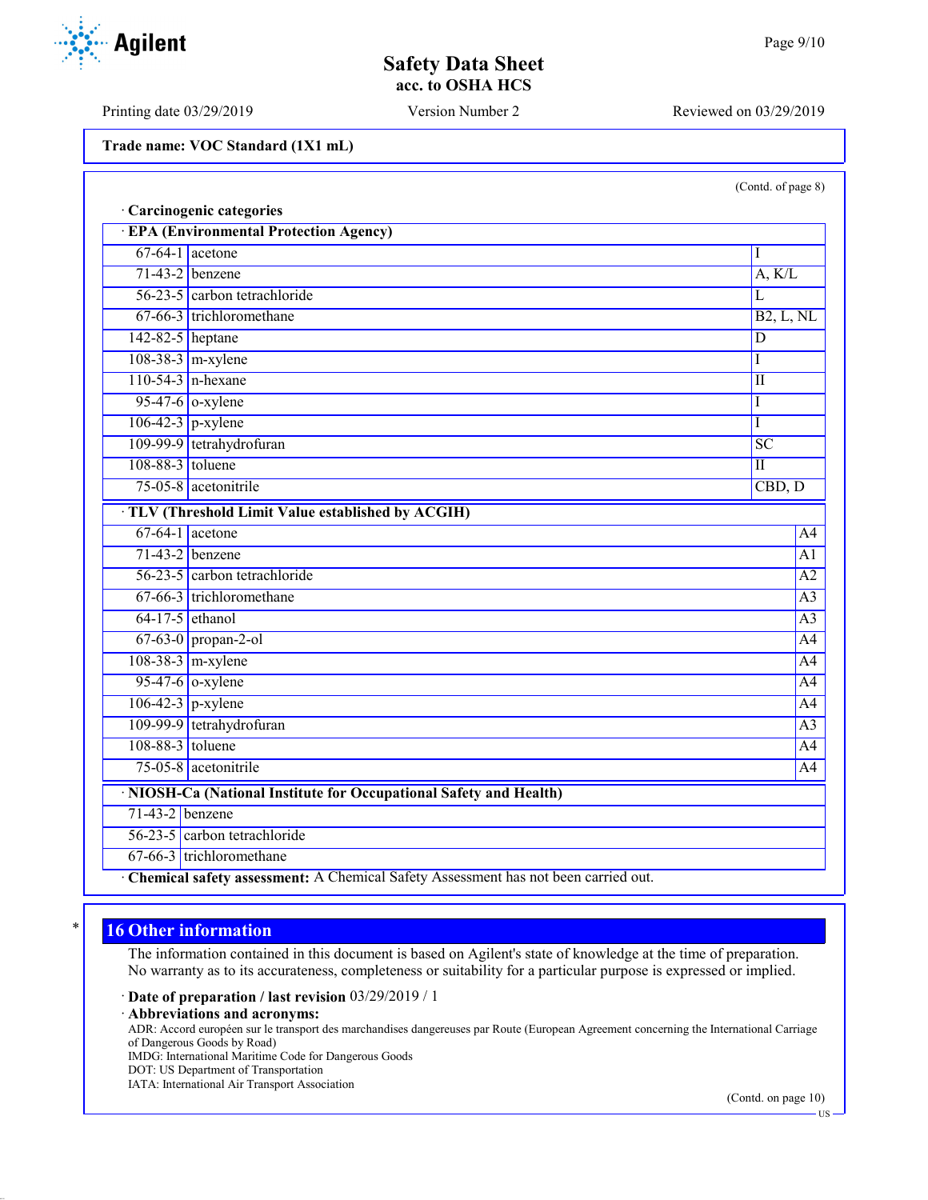(Contd. of page 8)

· **Carcinogenic categories**

· **EPA (Environmental Protection Agency)**

| | | |
|---|---|---|
| 67-64-1 | acetone | I |
| 71-43-2 | benzene | A, K/L |
| 56-23-5 | carbon tetrachloride | L |
| 67-66-3 | trichloromethane | B2, L, NL |
| 142-82-5 | heptane | D |
| 108-38-3 | m-xylene | I |
| 110-54-3 | n-hexane | II |
| 95-47-6 | o-xylene | I |
| 106-42-3 | p-xylene | I |
| 109-99-9 | tetrahydrofuran | SC |
| 108-88-3 | toluene | II |
| 75-05-8 | acetonitrile | CBD, D |

· **TLV (Threshold Limit Value established by ACGIH)**

| | | |
|---|---|---|
| 67-64-1 | acetone | A4 |
| 71-43-2 | benzene | A1 |
| 56-23-5 | carbon tetrachloride | A2 |
| 67-66-3 | trichloromethane | A3 |
| 64-17-5 | ethanol | A3 |
| 67-63-0 | propan-2-ol | A4 |
| 108-38-3 | m-xylene | A4 |
| 95-47-6 | o-xylene | A4 |
| 106-42-3 | p-xylene | A4 |
| 109-99-9 | tetrahydrofuran | A3 |
| 108-88-3 | toluene | A4 |
| 75-05-8 | acetonitrile | A4 |

· **NIOSH-Ca (National Institute for Occupational Safety and Health)**

| | |
|---|---|
| 71-43-2 | benzene |
| 56-23-5 | carbon tetrachloride |
| 67-66-3 | trichloromethane |

· **Chemical safety assessment:** A Chemical Safety Assessment has not been carried out.

## 16 Other information

The information contained in this document is based on Agilent's state of knowledge at the time of preparation. No warranty as to its accurateness, completeness or suitability for a particular purpose is expressed or implied.

· **Date of preparation / last revision** 03/29/2019 / 1

· **Abbreviations and acronyms:**
ADR: Accord européen sur le transport des marchandises dangereuses par Route (European Agreement concerning the International Carriage of Dangerous Goods by Road)
IMDG: International Maritime Code for Dangerous Goods
DOT: US Department of Transportation
IATA: International Air Transport Association

(Contd. on page 10)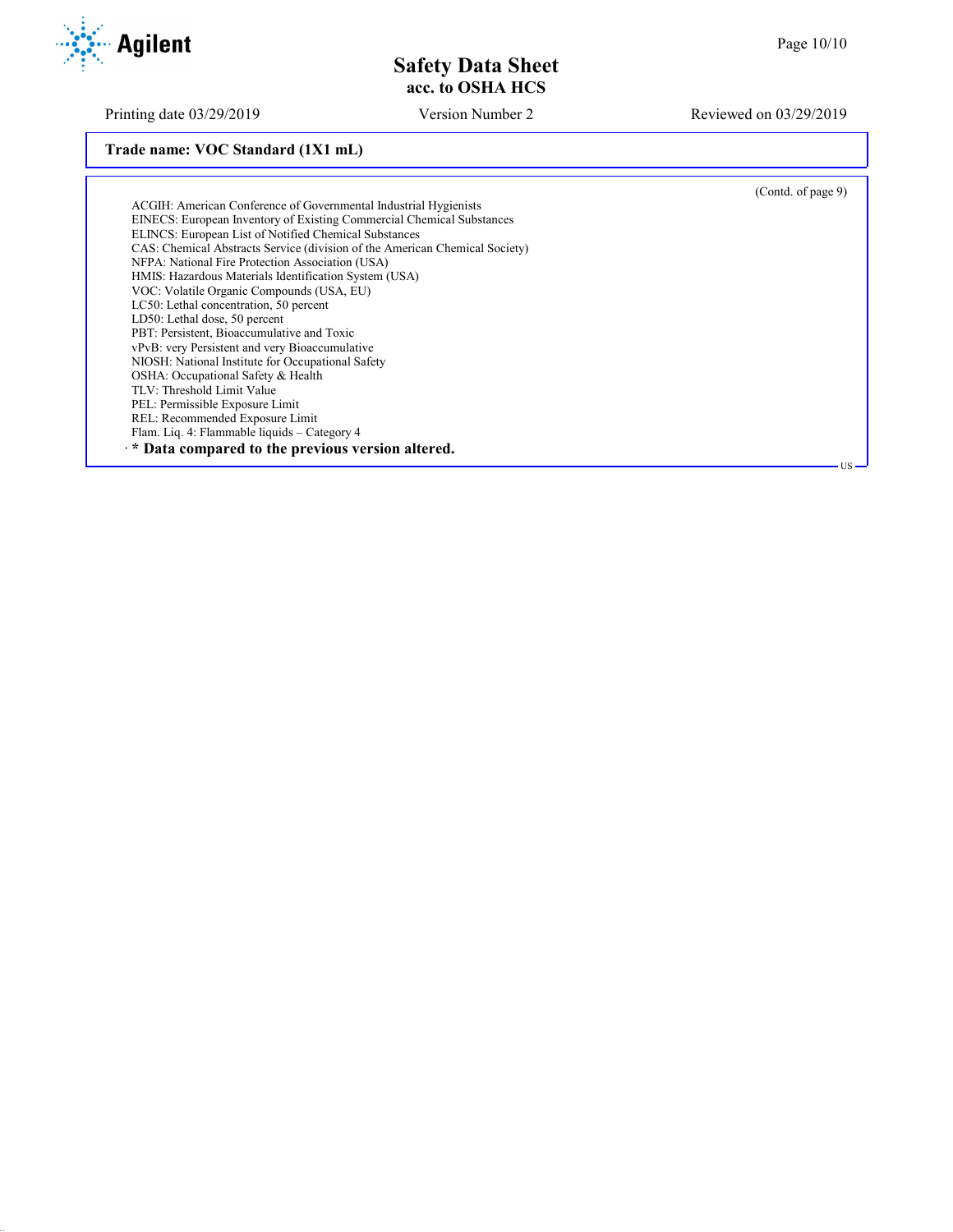**Trade name: VOC Standard (1X1 mL)**

(Contd. of page 9)

ACGIH: American Conference of Governmental Industrial Hygienists
EINECS: European Inventory of Existing Commercial Chemical Substances
ELINCS: European List of Notified Chemical Substances
CAS: Chemical Abstracts Service (division of the American Chemical Society)
NFPA: National Fire Protection Association (USA)
HMIS: Hazardous Materials Identification System (USA)
VOC: Volatile Organic Compounds (USA, EU)
LC50: Lethal concentration, 50 percent
LD50: Lethal dose, 50 percent
PBT: Persistent, Bioaccumulative and Toxic
vPvB: very Persistent and very Bioaccumulative
NIOSH: National Institute for Occupational Safety
OSHA: Occupational Safety & Health
TLV: Threshold Limit Value
PEL: Permissible Exposure Limit
REL: Recommended Exposure Limit
Flam. Liq. 4: Flammable liquids – Category 4

· **\* Data compared to the previous version altered.**

US